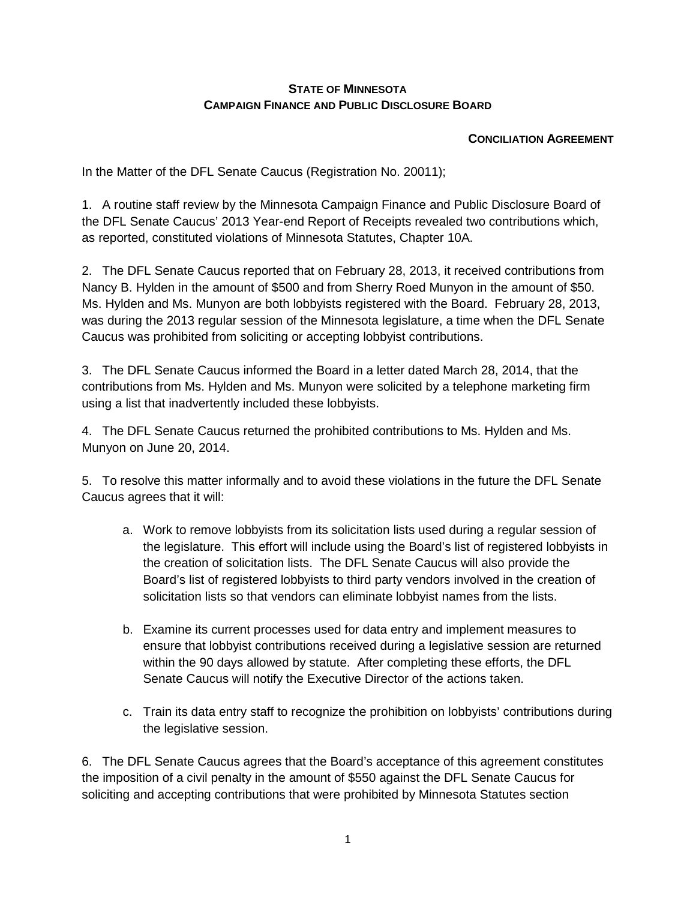**STATE OF MINNESOTA**
**CAMPAIGN FINANCE AND PUBLIC DISCLOSURE BOARD**

**CONCILIATION AGREEMENT**

In the Matter of the DFL Senate Caucus (Registration No. 20011);

1. A routine staff review by the Minnesota Campaign Finance and Public Disclosure Board of the DFL Senate Caucus' 2013 Year-end Report of Receipts revealed two contributions which, as reported, constituted violations of Minnesota Statutes, Chapter 10A.

2. The DFL Senate Caucus reported that on February 28, 2013, it received contributions from Nancy B. Hylden in the amount of $500 and from Sherry Roed Munyon in the amount of $50. Ms. Hylden and Ms. Munyon are both lobbyists registered with the Board. February 28, 2013, was during the 2013 regular session of the Minnesota legislature, a time when the DFL Senate Caucus was prohibited from soliciting or accepting lobbyist contributions.

3. The DFL Senate Caucus informed the Board in a letter dated March 28, 2014, that the contributions from Ms. Hylden and Ms. Munyon were solicited by a telephone marketing firm using a list that inadvertently included these lobbyists.

4. The DFL Senate Caucus returned the prohibited contributions to Ms. Hylden and Ms. Munyon on June 20, 2014.

5. To resolve this matter informally and to avoid these violations in the future the DFL Senate Caucus agrees that it will:

   a. Work to remove lobbyists from its solicitation lists used during a regular session of the legislature. This effort will include using the Board's list of registered lobbyists in the creation of solicitation lists. The DFL Senate Caucus will also provide the Board's list of registered lobbyists to third party vendors involved in the creation of solicitation lists so that vendors can eliminate lobbyist names from the lists.

   b. Examine its current processes used for data entry and implement measures to ensure that lobbyist contributions received during a legislative session are returned within the 90 days allowed by statute. After completing these efforts, the DFL Senate Caucus will notify the Executive Director of the actions taken.

   c. Train its data entry staff to recognize the prohibition on lobbyists' contributions during the legislative session.

6. The DFL Senate Caucus agrees that the Board's acceptance of this agreement constitutes the imposition of a civil penalty in the amount of $550 against the DFL Senate Caucus for soliciting and accepting contributions that were prohibited by Minnesota Statutes section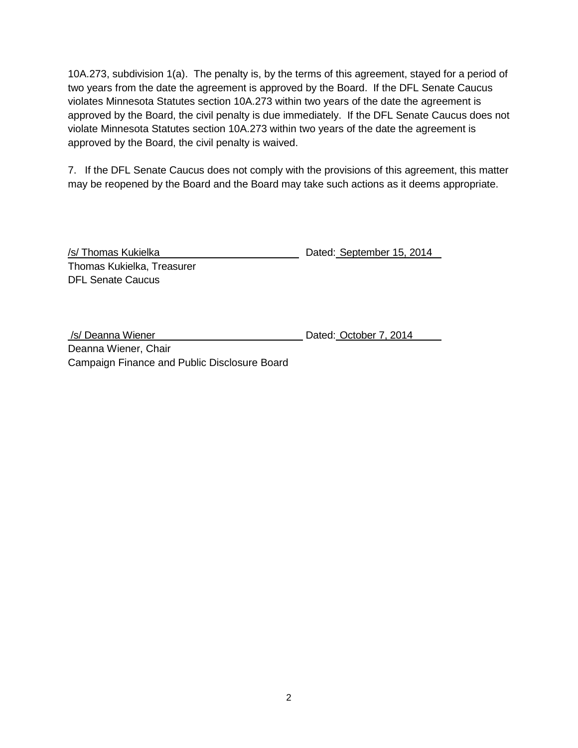10A.273, subdivision 1(a). The penalty is, by the terms of this agreement, stayed for a period of two years from the date the agreement is approved by the Board. If the DFL Senate Caucus violates Minnesota Statutes section 10A.273 within two years of the date the agreement is approved by the Board, the civil penalty is due immediately. If the DFL Senate Caucus does not violate Minnesota Statutes section 10A.273 within two years of the date the agreement is approved by the Board, the civil penalty is waived.

7. If the DFL Senate Caucus does not comply with the provisions of this agreement, this matter may be reopened by the Board and the Board may take such actions as it deems appropriate.

/s/ Thomas Kukielka Dated: September 15, 2014
Thomas Kukielka, Treasurer
DFL Senate Caucus

/s/ Deanna Wiener Dated: October 7, 2014
Deanna Wiener, Chair
Campaign Finance and Public Disclosure Board